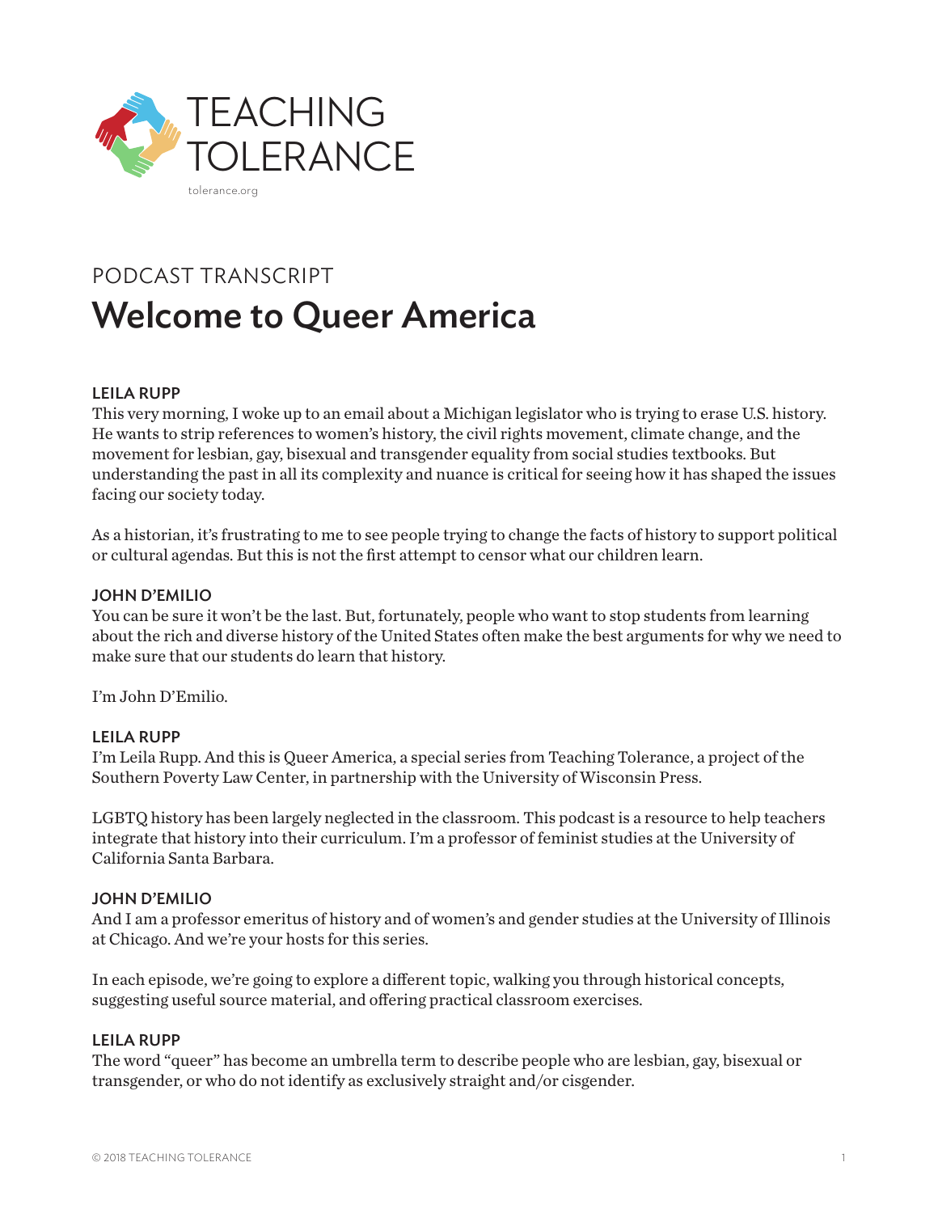TEACHING TOLERANCE

tolerance.org

PODCAST TRANSCRIPT

# Welcome to Queer America

**LEILA RUPP**

This very morning, I woke up to an email about a Michigan legislator who is trying to erase U.S. history. He wants to strip references to women's history, the civil rights movement, climate change, and the movement for lesbian, gay, bisexual and transgender equality from social studies textbooks. But understanding the past in all its complexity and nuance is critical for seeing how it has shaped the issues facing our society today.

As a historian, it's frustrating to me to see people trying to change the facts of history to support political or cultural agendas. But this is not the first attempt to censor what our children learn.

**JOHN D'EMILIO**

You can be sure it won't be the last. But, fortunately, people who want to stop students from learning about the rich and diverse history of the United States often make the best arguments for why we need to make sure that our students do learn that history.

I'm John D'Emilio.

**LEILA RUPP**

I'm Leila Rupp. And this is Queer America, a special series from Teaching Tolerance, a project of the Southern Poverty Law Center, in partnership with the University of Wisconsin Press.

LGBTQ history has been largely neglected in the classroom. This podcast is a resource to help teachers integrate that history into their curriculum. I'm a professor of feminist studies at the University of California Santa Barbara.

**JOHN D'EMILIO**

And I am a professor emeritus of history and of women's and gender studies at the University of Illinois at Chicago. And we're your hosts for this series.

In each episode, we're going to explore a different topic, walking you through historical concepts, suggesting useful source material, and offering practical classroom exercises.

**LEILA RUPP**

The word "queer" has become an umbrella term to describe people who are lesbian, gay, bisexual or transgender, or who do not identify as exclusively straight and/or cisgender.

© 2018 TEACHING TOLERANCE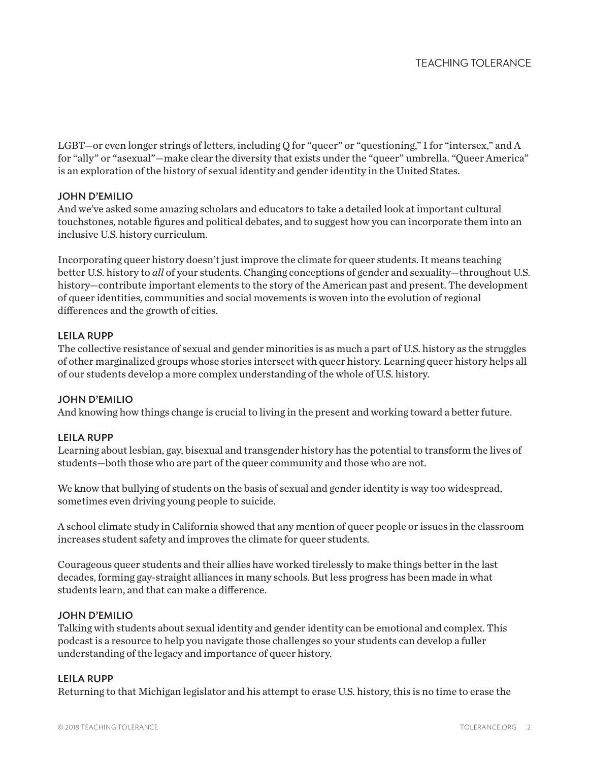LGBT—or even longer strings of letters, including Q for "queer" or "questioning," I for "intersex," and A for "ally" or "asexual"—make clear the diversity that exists under the "queer" umbrella. "Queer America" is an exploration of the history of sexual identity and gender identity in the United States.

**JOHN D'EMILIO**

And we've asked some amazing scholars and educators to take a detailed look at important cultural touchstones, notable figures and political debates, and to suggest how you can incorporate them into an inclusive U.S. history curriculum.

Incorporating queer history doesn't just improve the climate for queer students. It means teaching better U.S. history to *all* of your students. Changing conceptions of gender and sexuality—throughout U.S. history—contribute important elements to the story of the American past and present. The development of queer identities, communities and social movements is woven into the evolution of regional differences and the growth of cities.

**LEILA RUPP**

The collective resistance of sexual and gender minorities is as much a part of U.S. history as the struggles of other marginalized groups whose stories intersect with queer history. Learning queer history helps all of our students develop a more complex understanding of the whole of U.S. history.

**JOHN D'EMILIO**

And knowing how things change is crucial to living in the present and working toward a better future.

**LEILA RUPP**

Learning about lesbian, gay, bisexual and transgender history has the potential to transform the lives of students—both those who are part of the queer community and those who are not.

We know that bullying of students on the basis of sexual and gender identity is way too widespread, sometimes even driving young people to suicide.

A school climate study in California showed that any mention of queer people or issues in the classroom increases student safety and improves the climate for queer students.

Courageous queer students and their allies have worked tirelessly to make things better in the last decades, forming gay-straight alliances in many schools. But less progress has been made in what students learn, and that can make a difference.

**JOHN D'EMILIO**

Talking with students about sexual identity and gender identity can be emotional and complex. This podcast is a resource to help you navigate those challenges so your students can develop a fuller understanding of the legacy and importance of queer history.

**LEILA RUPP**

Returning to that Michigan legislator and his attempt to erase U.S. history, this is no time to erase the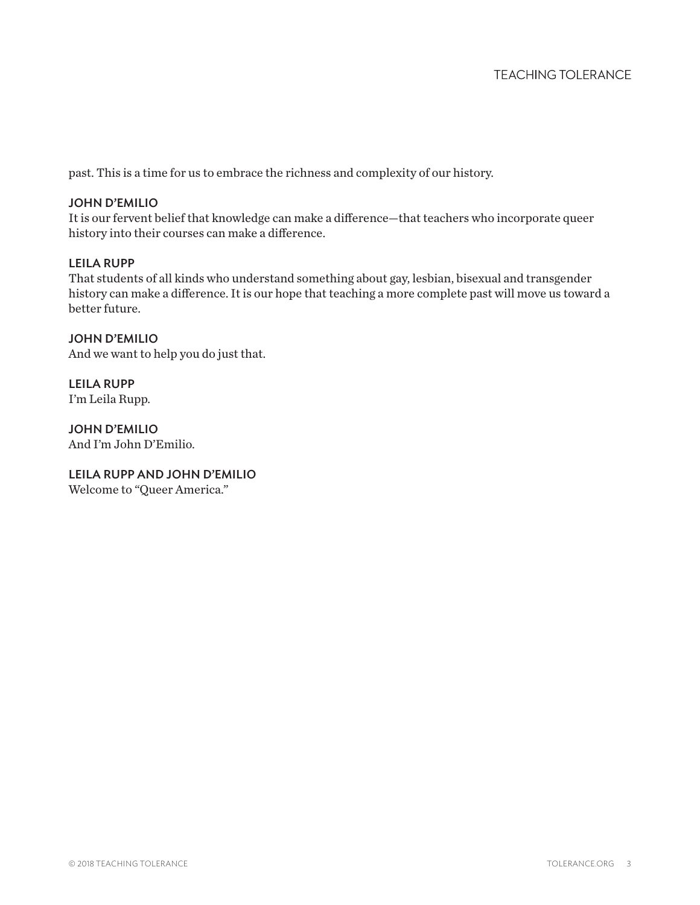past. This is a time for us to embrace the richness and complexity of our history.

**JOHN D'EMILIO**
It is our fervent belief that knowledge can make a difference—that teachers who incorporate queer history into their courses can make a difference.

**LEILA RUPP**
That students of all kinds who understand something about gay, lesbian, bisexual and transgender history can make a difference. It is our hope that teaching a more complete past will move us toward a better future.

**JOHN D'EMILIO**
And we want to help you do just that.

**LEILA RUPP**
I'm Leila Rupp.

**JOHN D'EMILIO**
And I'm John D'Emilio.

**LEILA RUPP AND JOHN D'EMILIO**
Welcome to "Queer America."